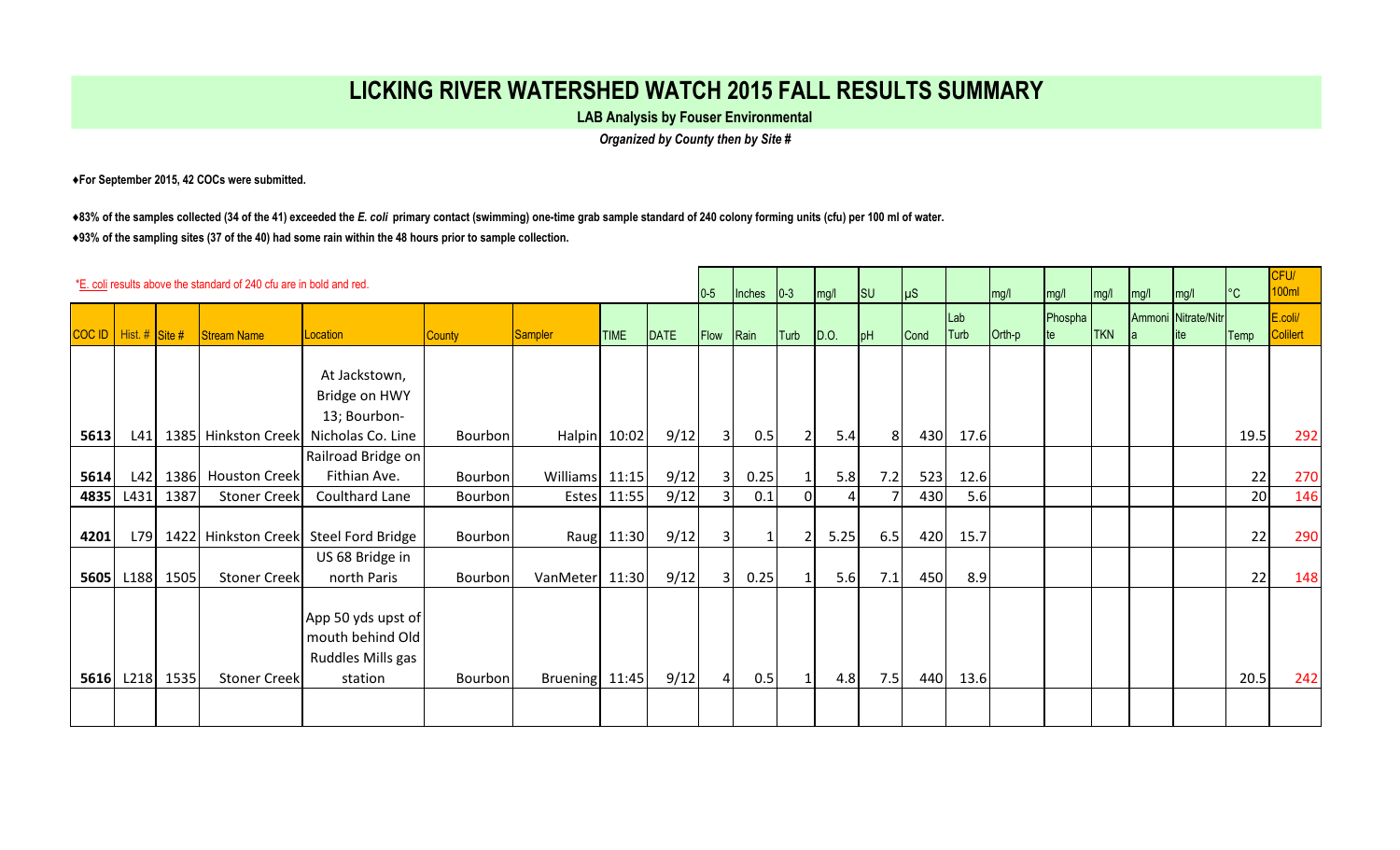# LICKING RIVER WATERSHED WATCH 2015 FALL RESULTS SUMMARY

**LAB Analysis by Fouser Environmental**

***Organized by County then by Site #***

**♦For September 2015, 42 COCs were submitted.**

**♦83% of the samples collected (34 of the 41) exceeded the *E. coli* primary contact (swimming) one-time grab sample standard of 240 colony forming units (cfu) per 100 ml of water.**

**♦93% of the sampling sites (37 of the 40) had some rain within the 48 hours prior to sample collection.**

*E. coli results above the standard of 240 cfu are in bold and red.

| | | | | | | | | | 0-5 | Inches | 0-3 | mg/l | SU | µS | | mg/l | mg/l | mg/l | mg/l | mg/l | °C | CFU/ 100ml |
|---|---|---|---|---|---|---|---|---|---|---|---|---|---|---|---|---|---|---|---|---|---|---|
| COC ID | Hist. # | Site # | Stream Name | Location | County | Sampler | TIME | DATE | Flow | Rain | Turb | D.O. | pH | Cond | Lab Turb | Orth-p | Phosphate | TKN | Ammonia | Nitrate/Nitrite | Temp | E.coli/ Colilert |
| **5613** | L41 | 1385 | Hinkston Creek | At Jackstown, Bridge on HWY 13; Bourbon-Nicholas Co. Line | Bourbon | Halpin | 10:02 | 9/12 | 3 | 0.5 | 2 | 5.4 | 8 | 430 | 17.6 | | | | | | 19.5 | **292** |
| **5614** | L42 | 1386 | Houston Creek | Railroad Bridge on Fithian Ave. | Bourbon | Williams | 11:15 | 9/12 | 3 | 0.25 | 1 | 5.8 | 7.2 | 523 | 12.6 | | | | | | 22 | **270** |
| **4835** | L431 | 1387 | Stoner Creek | Coulthard Lane | Bourbon | Estes | 11:55 | 9/12 | 3 | 0.1 | 0 | 4 | 7 | 430 | 5.6 | | | | | | 20 | 146 |
| **4201** | L79 | 1422 | Hinkston Creek | Steel Ford Bridge | Bourbon | Raug | 11:30 | 9/12 | 3 | 1 | 2 | 5.25 | 6.5 | 420 | 15.7 | | | | | | 22 | **290** |
| **5605** | L188 | 1505 | Stoner Creek | US 68 Bridge in north Paris | Bourbon | VanMeter | 11:30 | 9/12 | 3 | 0.25 | 1 | 5.6 | 7.1 | 450 | 8.9 | | | | | | 22 | 148 |
| **5616** | L218 | 1535 | Stoner Creek | App 50 yds upst of mouth behind Old Ruddles Mills gas station | Bourbon | Bruening | 11:45 | 9/12 | 4 | 0.5 | 1 | 4.8 | 7.5 | 440 | 13.6 | | | | | | 20.5 | **242** |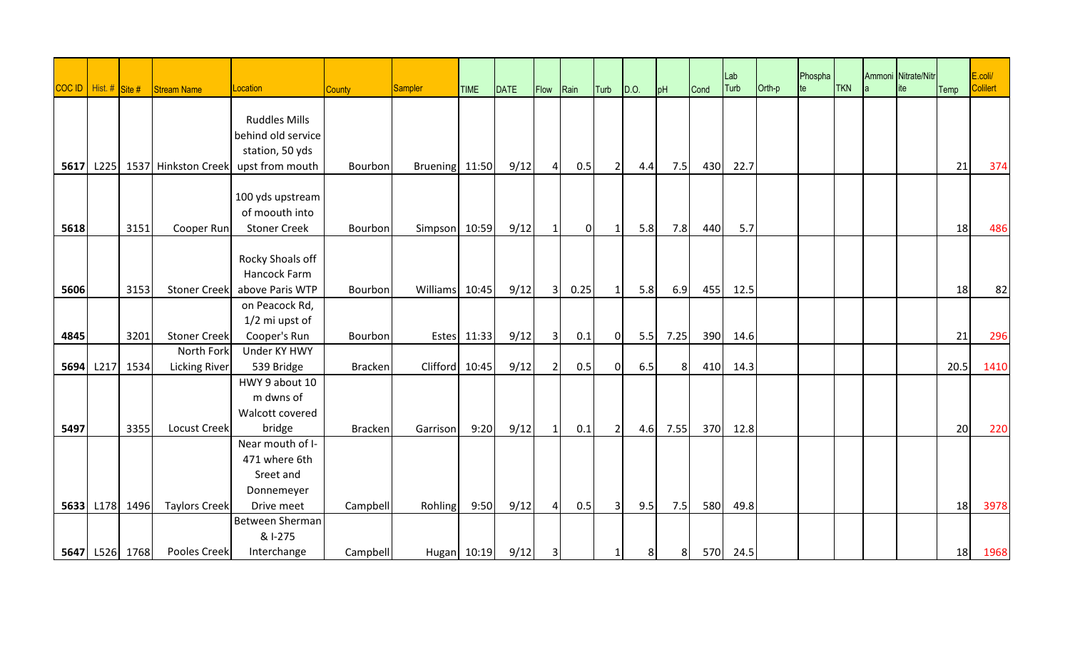| COC ID | Hist. # | Site # | Stream Name | Location | County | Sampler | TIME | DATE | Flow | Rain | Turb | D.O. | pH | Cond | Lab Turb | Orth-p | Phosphate | TKN | Ammonia | Nitrate/Nitrite | Temp | E.coli/ Colilert |
|---|---|---|---|---|---|---|---|---|---|---|---|---|---|---|---|---|---|---|---|---|---|---|
| **5617** | L225 | 1537 | Hinkston Creek | Ruddles Mills behind old service station, 50 yds upst from mouth | Bourbon | Bruening | 11:50 | 9/12 | 4 | 0.5 | 2 | 4.4 | 7.5 | 430 | 22.7 | | | | | | 21 | 374 |
| **5618** | | 3151 | Cooper Run | 100 yds upstream of moouth into Stoner Creek | Bourbon | Simpson | 10:59 | 9/12 | 1 | 0 | 1 | 5.8 | 7.8 | 440 | 5.7 | | | | | | 18 | 486 |
| **5606** | | 3153 | Stoner Creek | Rocky Shoals off Hancock Farm above Paris WTP | Bourbon | Williams | 10:45 | 9/12 | 3 | 0.25 | 1 | 5.8 | 6.9 | 455 | 12.5 | | | | | | 18 | 82 |
| **4845** | | 3201 | Stoner Creek | on Peacock Rd, 1/2 mi upst of Cooper's Run | Bourbon | Estes | 11:33 | 9/12 | 3 | 0.1 | 0 | 5.5 | 7.25 | 390 | 14.6 | | | | | | 21 | 296 |
| **5694** | L217 | 1534 | North Fork Licking River | Under KY HWY 539 Bridge | Bracken | Clifford | 10:45 | 9/12 | 2 | 0.5 | 0 | 6.5 | 8 | 410 | 14.3 | | | | | | 20.5 | 1410 |
| **5497** | | 3355 | Locust Creek | HWY 9 about 10 m dwns of Walcott covered bridge | Bracken | Garrison | 9:20 | 9/12 | 1 | 0.1 | 2 | 4.6 | 7.55 | 370 | 12.8 | | | | | | 20 | 220 |
| **5633** | L178 | 1496 | Taylors Creek | Near mouth of I-471 where 6th Sreet and Donnemeyer Drive meet | Campbell | Rohling | 9:50 | 9/12 | 4 | 0.5 | 3 | 9.5 | 7.5 | 580 | 49.8 | | | | | | 18 | 3978 |
| **5647** | L526 | 1768 | Pooles Creek | Between Sherman & I-275 Interchange | Campbell | Hugan | 10:19 | 9/12 | 3 | | 1 | 8 | 8 | 570 | 24.5 | | | | | | 18 | 1968 |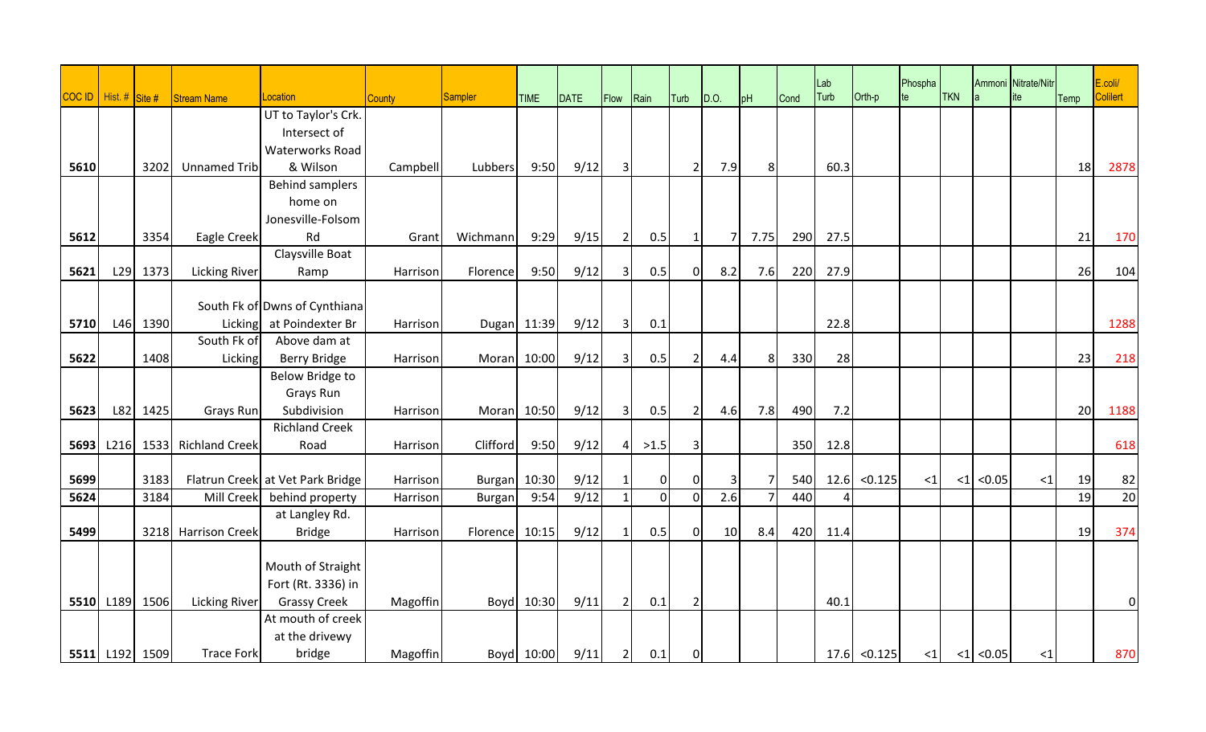| COC ID | Hist. # | Site # | Stream Name | Location | County | Sampler | TIME | DATE | Flow | Rain | Turb | D.O. | pH | Cond | Lab Turb | Orth-p | Phosphate | TKN | Ammonia | Nitrate/Nitrite | Temp | E.coli/ Colilert |
|---|---|---|---|---|---|---|---|---|---|---|---|---|---|---|---|---|---|---|---|---|---|---|
| 5610 | | 3202 | Unnamed Trib | UT to Taylor's Crk. Intersect of Waterworks Road & Wilson | Campbell | Lubbers | 9:50 | 9/12 | 3 | | 2 | 7.9 | 8 | | 60.3 | | | | | | 18 | 2878 |
| 5612 | | 3354 | Eagle Creek | Behind samplers home on Jonesville-Folsom Rd | Grant | Wichmann | 9:29 | 9/15 | 2 | 0.5 | 1 | 7 | 7.75 | 290 | 27.5 | | | | | | 21 | 170 |
| 5621 | L29 | 1373 | Licking River | Claysville Boat Ramp | Harrison | Florence | 9:50 | 9/12 | 3 | 0.5 | 0 | 8.2 | 7.6 | 220 | 27.9 | | | | | | 26 | 104 |
| 5710 | L46 | 1390 | South Fk of Licking | Dwns of Cynthiana at Poindexter Br | Harrison | Dugan | 11:39 | 9/12 | 3 | 0.1 | | | | | 22.8 | | | | | | | 1288 |
| 5622 | | 1408 | South Fk of Licking | Above dam at Berry Bridge | Harrison | Moran | 10:00 | 9/12 | 3 | 0.5 | 2 | 4.4 | 8 | 330 | 28 | | | | | | 23 | 218 |
| 5623 | L82 | 1425 | Grays Run | Below Bridge to Grays Run Subdivision | Harrison | Moran | 10:50 | 9/12 | 3 | 0.5 | 2 | 4.6 | 7.8 | 490 | 7.2 | | | | | | 20 | 1188 |
| 5693 | L216 | 1533 | Richland Creek | Richland Creek Road | Harrison | Clifford | 9:50 | 9/12 | 4 | >1.5 | 3 | | | 350 | 12.8 | | | | | | | 618 |
| 5699 | | 3183 | Flatrun Creek | at Vet Park Bridge | Harrison | Burgan | 10:30 | 9/12 | 1 | 0 | 0 | 3 | 7 | 540 | 12.6 | <0.125 | <1 | <1 | <0.05 | <1 | 19 | 82 |
| 5624 | | 3184 | Mill Creek | behind property | Harrison | Burgan | 9:54 | 9/12 | 1 | 0 | 0 | 2.6 | 7 | 440 | 4 | | | | | | 19 | 20 |
| 5499 | | 3218 | Harrison Creek | at Langley Rd. Bridge | Harrison | Florence | 10:15 | 9/12 | 1 | 0.5 | 0 | 10 | 8.4 | 420 | 11.4 | | | | | | 19 | 374 |
| 5510 | L189 | 1506 | Licking River | Mouth of Straight Fort (Rt. 3336) in Grassy Creek | Magoffin | Boyd | 10:30 | 9/11 | 2 | 0.1 | 2 | | | | 40.1 | | | | | | | 0 |
| 5511 | L192 | 1509 | Trace Fork | At mouth of creek at the drivewy bridge | Magoffin | Boyd | 10:00 | 9/11 | 2 | 0.1 | 0 | | | | 17.6 | <0.125 | <1 | <1 | <0.05 | <1 | | 870 |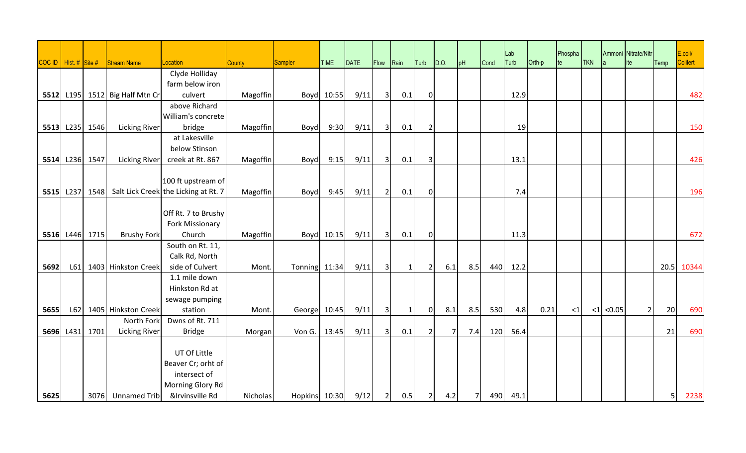| COC ID | Hist. # | Site # | Stream Name | Location | County | Sampler | TIME | DATE | Flow | Rain | Turb | D.O. | pH | Cond | Lab Turb | Orth-p | Phosphate | TKN | Ammonia | Nitrate/Nitrite | Temp | E.coli/ Colilert |
|---|---|---|---|---|---|---|---|---|---|---|---|---|---|---|---|---|---|---|---|---|---|---|
| **5512** | L195 | 1512 | Big Half Mtn Cr | Clyde Holliday farm below iron culvert | Magoffin | Boyd | 10:55 | 9/11 | 3 | 0.1 | 0 | | | | 12.9 | | | | | | | 482 |
| **5513** | L235 | 1546 | Licking River | above Richard William's concrete bridge | Magoffin | Boyd | 9:30 | 9/11 | 3 | 0.1 | 2 | | | | 19 | | | | | | | 150 |
| **5514** | L236 | 1547 | Licking River | at Lakesville below Stinson creek at Rt. 867 | Magoffin | Boyd | 9:15 | 9/11 | 3 | 0.1 | 3 | | | | 13.1 | | | | | | | 426 |
| **5515** | L237 | 1548 | Salt Lick Creek | 100 ft upstream of the Licking at Rt. 7 | Magoffin | Boyd | 9:45 | 9/11 | 2 | 0.1 | 0 | | | | 7.4 | | | | | | | 196 |
| **5516** | L446 | 1715 | Brushy Fork | Off Rt. 7 to Brushy Fork Missionary Church | Magoffin | Boyd | 10:15 | 9/11 | 3 | 0.1 | 0 | | | | 11.3 | | | | | | | 672 |
| **5692** | L61 | 1403 | Hinkston Creek | South on Rt. 11, Calk Rd, North side of Culvert | Mont. | Tonning | 11:34 | 9/11 | 3 | 1 | 2 | 6.1 | 8.5 | 440 | 12.2 | | | | | | 20.5 | 10344 |
| **5655** | L62 | 1405 | Hinkston Creek | 1.1 mile down Hinkston Rd at sewage pumping station | Mont. | George | 10:45 | 9/11 | 3 | 1 | 0 | 8.1 | 8.5 | 530 | 4.8 | 0.21 | <1 | <1 | <0.05 | 2 | 20 | 690 |
| **5696** | L431 | 1701 | North Fork Licking River | Dwns of Rt. 711 Bridge | Morgan | Von G. | 13:45 | 9/11 | 3 | 0.1 | 2 | 7 | 7.4 | 120 | 56.4 | | | | | | 21 | 690 |
| **5625** | | 3076 | Unnamed Trib | UT Of Little Beaver Cr; orht of intersect of Morning Glory Rd &Irvinsville Rd | Nicholas | Hopkins | 10:30 | 9/12 | 2 | 0.5 | 2 | 4.2 | 7 | 490 | 49.1 | | | | | | 5 | 2238 |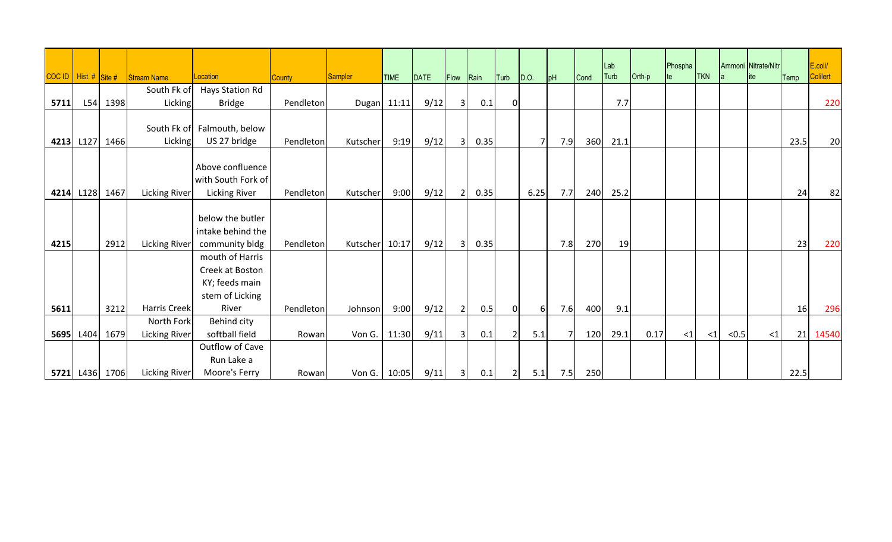| COC ID | Hist. # | Site # | Stream Name | Location | County | Sampler | TIME | DATE | Flow | Rain | Turb | D.O. | pH | Cond | Lab Turb | Orth-p | Phosphate | TKN | Ammonia | Nitrate/Nitrite | Temp | E.coli/ Colilert |
|---|---|---|---|---|---|---|---|---|---|---|---|---|---|---|---|---|---|---|---|---|---|---|
| 5711 | L54 | 1398 | South Fk of Licking | Hays Station Rd Bridge | Pendleton | Dugan | 11:11 | 9/12 | 3 | 0.1 | 0 | | | | 7.7 | | | | | | | 220 |
| 4213 | L127 | 1466 | South Fk of Licking | Falmouth, below US 27 bridge | Pendleton | Kutscher | 9:19 | 9/12 | 3 | 0.35 | | 7 | 7.9 | 360 | 21.1 | | | | | | 23.5 | 20 |
| 4214 | L128 | 1467 | Licking River | Above confluence with South Fork of Licking River | Pendleton | Kutscher | 9:00 | 9/12 | 2 | 0.35 | | 6.25 | 7.7 | 240 | 25.2 | | | | | | 24 | 82 |
| 4215 | | 2912 | Licking River | below the butler intake behind the community bldg | Pendleton | Kutscher | 10:17 | 9/12 | 3 | 0.35 | | | 7.8 | 270 | 19 | | | | | | 23 | 220 |
| 5611 | | 3212 | Harris Creek | mouth of Harris Creek at Boston KY; feeds main stem of Licking River | Pendleton | Johnson | 9:00 | 9/12 | 2 | 0.5 | 0 | 6 | 7.6 | 400 | 9.1 | | | | | | 16 | 296 |
| 5695 | L404 | 1679 | North Fork Licking River | Behind city softball field | Rowan | Von G. | 11:30 | 9/11 | 3 | 0.1 | 2 | 5.1 | 7 | 120 | 29.1 | 0.17 | <1 | <1 | <0.5 | <1 | 21 | 14540 |
| 5721 | L436 | 1706 | Licking River | Outflow of Cave Run Lake a Moore's Ferry | Rowan | Von G. | 10:05 | 9/11 | 3 | 0.1 | 2 | 5.1 | 7.5 | 250 | | | | | | | 22.5 | |